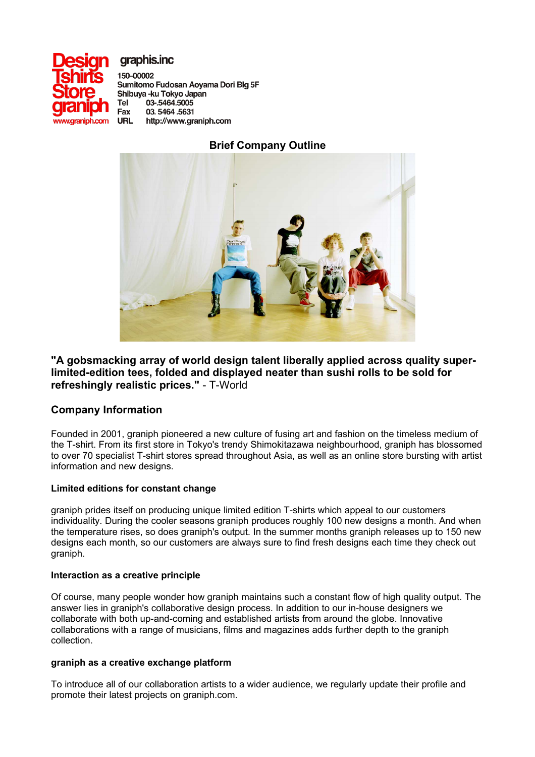Design Tshirts Store graniph
www.graniph.com

**graphis.inc**

150-00002
Sumitomo Fudosan Aoyama Dori Blg 5F
Shibuya -ku Tokyo Japan
Tel 03-.5464.5005
Fax 03. 5464 .5631
URL http://www.graniph.com

## Brief Company Outline

**"A gobsmacking array of world design talent liberally applied across quality super-limited-edition tees, folded and displayed neater than sushi rolls to be sold for refreshingly realistic prices."** - T-World

## Company Information

Founded in 2001, graniph pioneered a new culture of fusing art and fashion on the timeless medium of the T-shirt. From its first store in Tokyo's trendy Shimokitazawa neighbourhood, graniph has blossomed to over 70 specialist T-shirt stores spread throughout Asia, as well as an online store bursting with artist information and new designs.

### Limited editions for constant change

graniph prides itself on producing unique limited edition T-shirts which appeal to our customers individuality. During the cooler seasons graniph produces roughly 100 new designs a month. And when the temperature rises, so does graniph's output. In the summer months graniph releases up to 150 new designs each month, so our customers are always sure to find fresh designs each time they check out graniph.

### Interaction as a creative principle

Of course, many people wonder how graniph maintains such a constant flow of high quality output. The answer lies in graniph's collaborative design process. In addition to our in-house designers we collaborate with both up-and-coming and established artists from around the globe. Innovative collaborations with a range of musicians, films and magazines adds further depth to the graniph collection.

### graniph as a creative exchange platform

To introduce all of our collaboration artists to a wider audience, we regularly update their profile and promote their latest projects on graniph.com.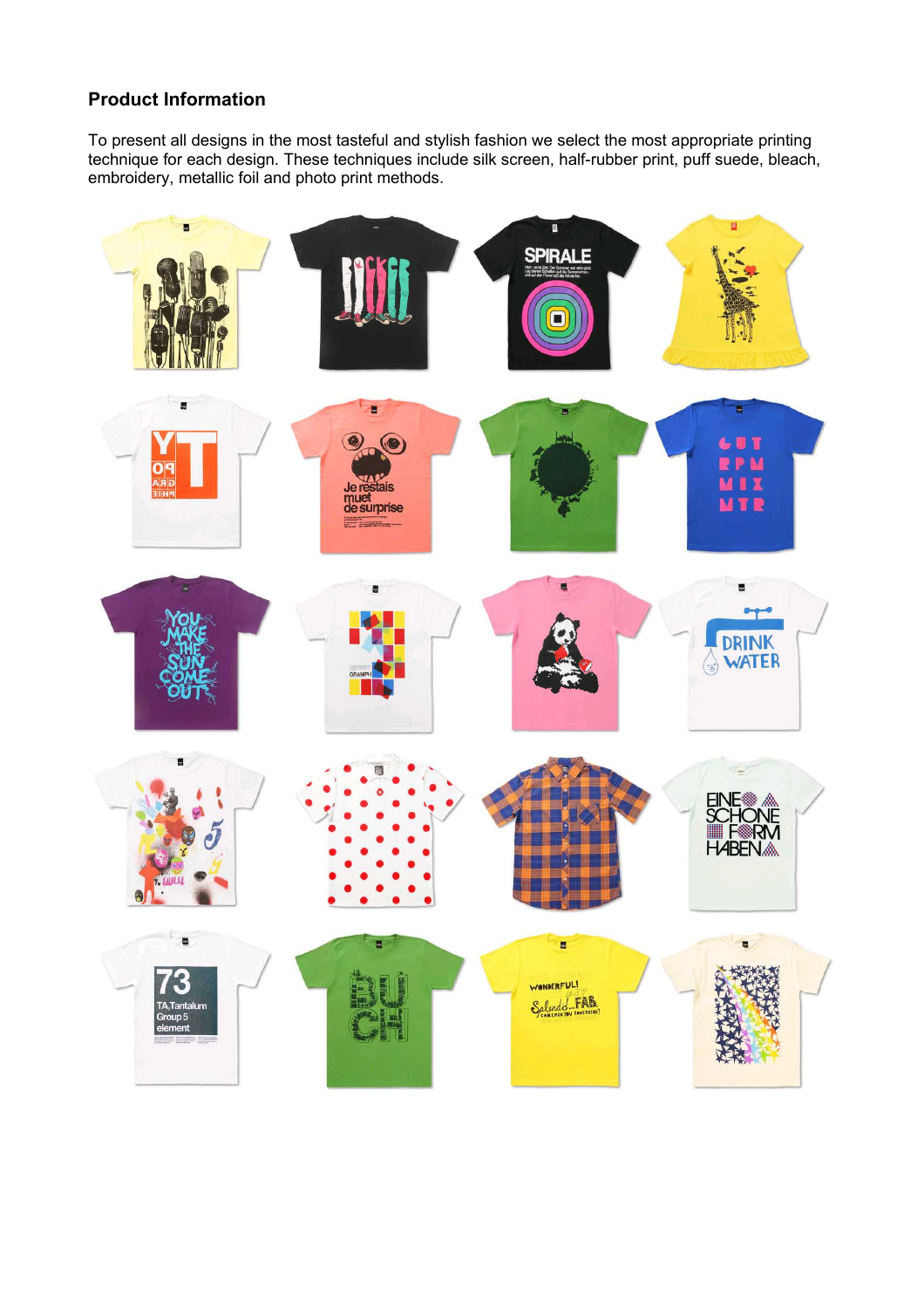## Product Information

To present all designs in the most tasteful and stylish fashion we select the most appropriate printing technique for each design. These techniques include silk screen, half-rubber print, puff suede, bleach, embroidery, metallic foil and photo print methods.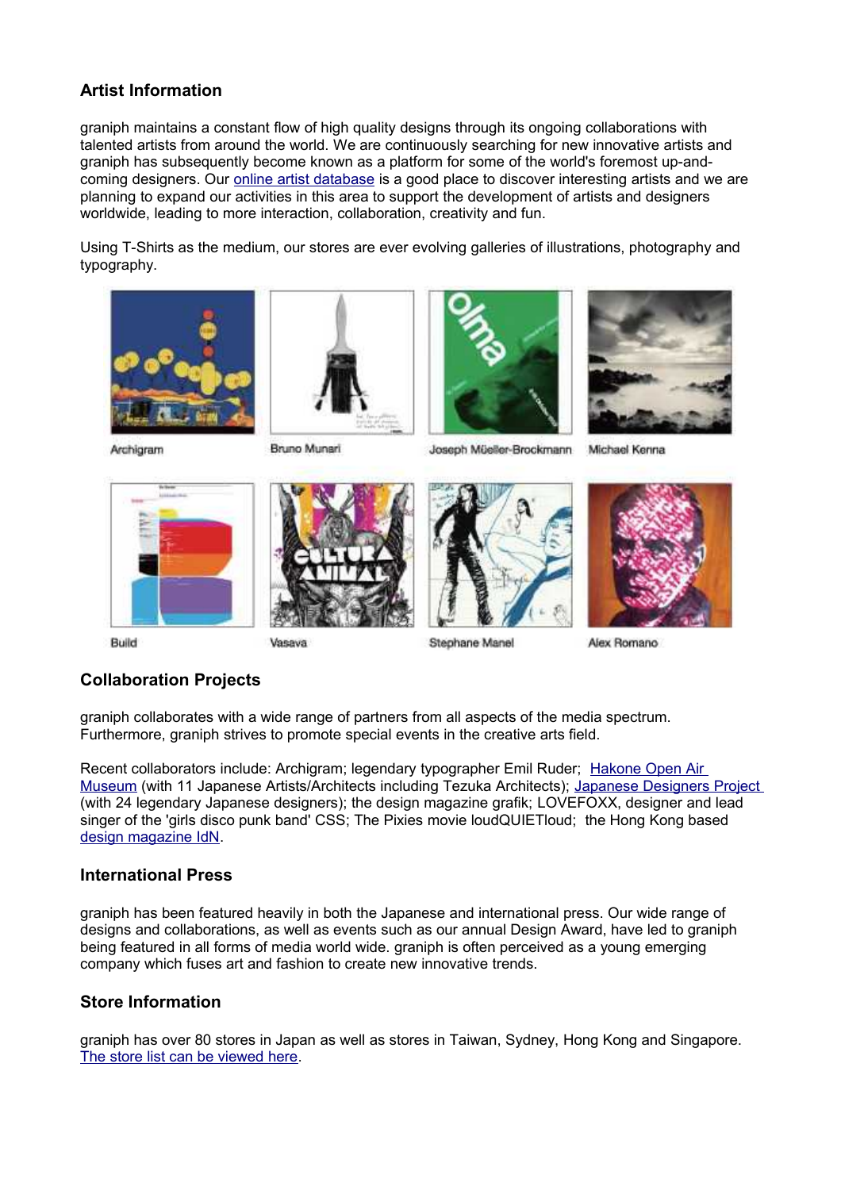## Artist Information

graniph maintains a constant flow of high quality designs through its ongoing collaborations with talented artists from around the world. We are continuously searching for new innovative artists and graniph has subsequently become known as a platform for some of the world's foremost up-and-coming designers. Our online artist database is a good place to discover interesting artists and we are planning to expand our activities in this area to support the development of artists and designers worldwide, leading to more interaction, collaboration, creativity and fun.

Using T-Shirts as the medium, our stores are ever evolving galleries of illustrations, photography and typography.

Archigram

Bruno Munari

Joseph Müeller-Brockmann

Michael Kenna

Build

Vasava

Stephane Manel

Alex Romano

## Collaboration Projects

graniph collaborates with a wide range of partners from all aspects of the media spectrum. Furthermore, graniph strives to promote special events in the creative arts field.

Recent collaborators include: Archigram; legendary typographer Emil Ruder; Hakone Open Air Museum (with 11 Japanese Artists/Architects including Tezuka Architects); Japanese Designers Project (with 24 legendary Japanese designers); the design magazine grafik; LOVEFOXX, designer and lead singer of the 'girls disco punk band' CSS; The Pixies movie loudQUIETloud; the Hong Kong based design magazine IdN.

## International Press

graniph has been featured heavily in both the Japanese and international press. Our wide range of designs and collaborations, as well as events such as our annual Design Award, have led to graniph being featured in all forms of media world wide. graniph is often perceived as a young emerging company which fuses art and fashion to create new innovative trends.

## Store Information

graniph has over 80 stores in Japan as well as stores in Taiwan, Sydney, Hong Kong and Singapore. The store list can be viewed here.